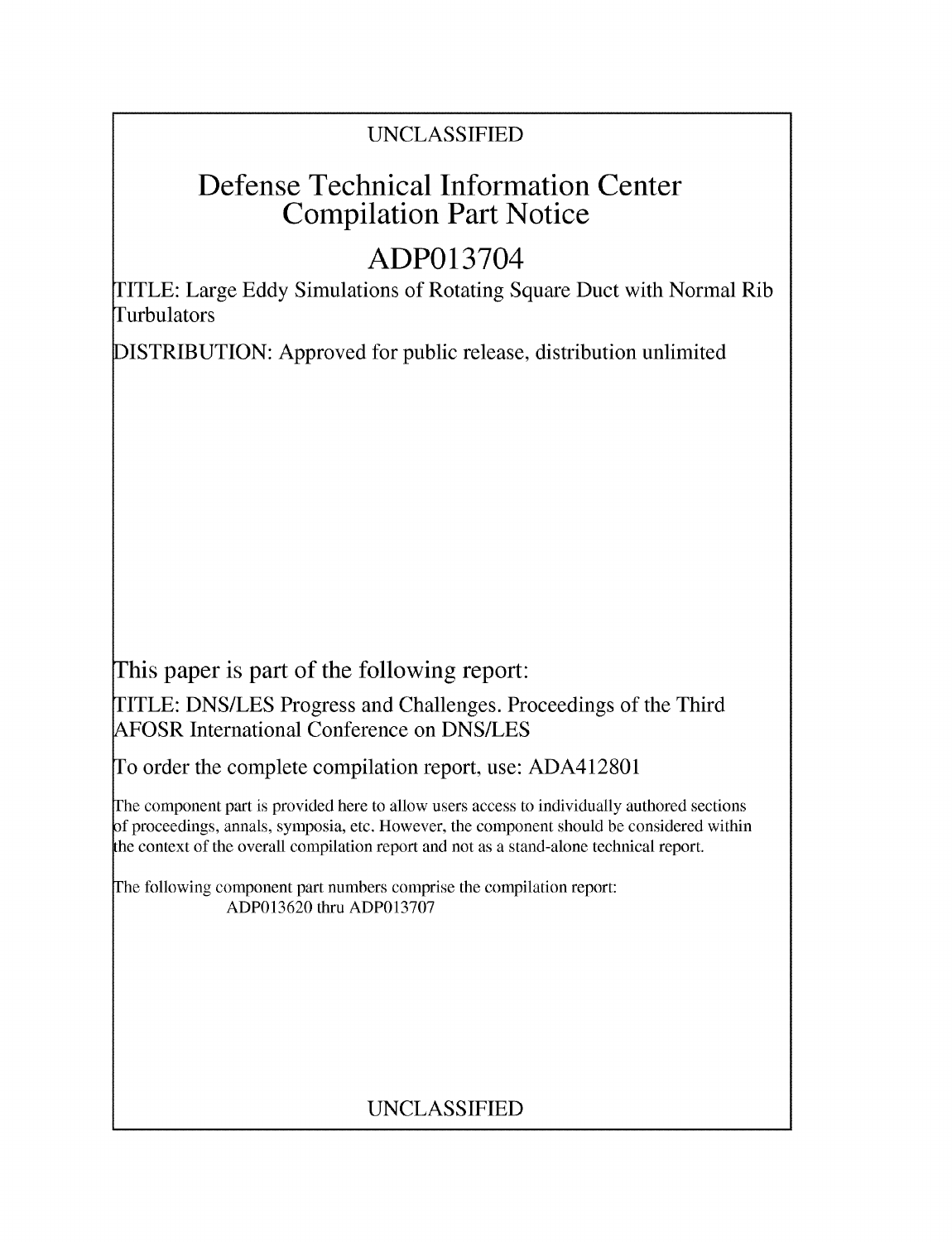UNCLASSIFIED

# Defense Technical Information Center Compilation Part Notice

## ADP013704

TITLE: Large Eddy Simulations of Rotating Square Duct with Normal Rib Turbulators

DISTRIBUTION: Approved for public release, distribution unlimited

This paper is part of the following report:

TITLE: DNS/LES Progress and Challenges. Proceedings of the Third AFOSR International Conference on DNS/LES

To order the complete compilation report, use: ADA412801

The component part is provided here to allow users access to individually authored sections of proceedings, annals, symposia, etc. However, the component should be considered within the context of the overall compilation report and not as a stand-alone technical report.

The following component part numbers comprise the compilation report:
ADP013620 thru ADP013707

UNCLASSIFIED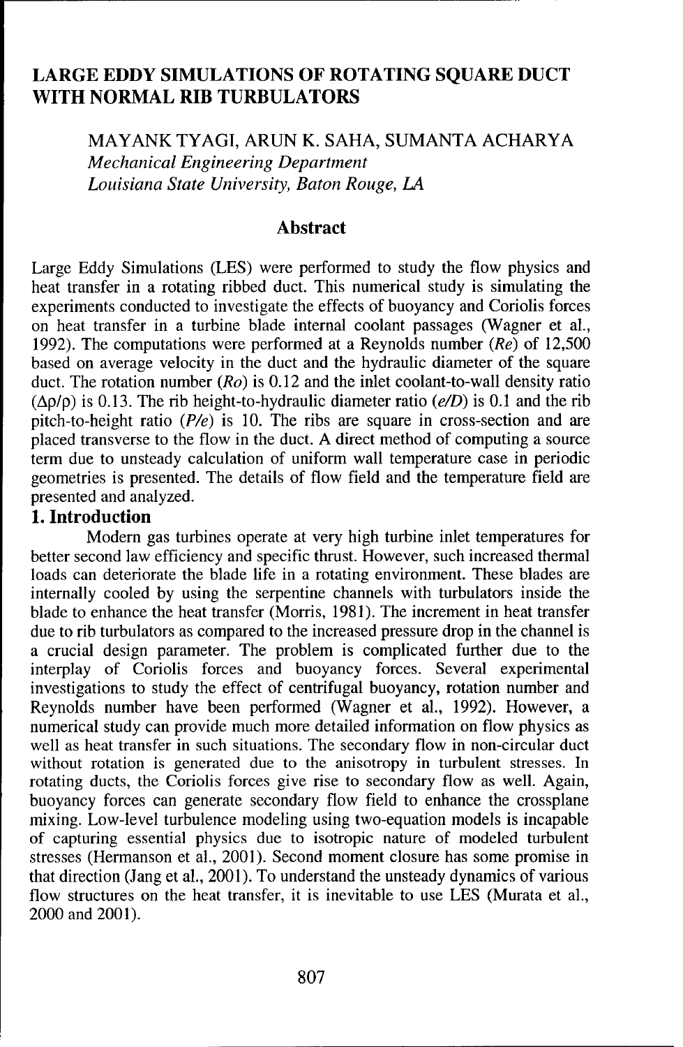# LARGE EDDY SIMULATIONS OF ROTATING SQUARE DUCT WITH NORMAL RIB TURBULATORS

MAYANK TYAGI, ARUN K. SAHA, SUMANTA ACHARYA

*Mechanical Engineering Department*

*Louisiana State University, Baton Rouge, LA*

## Abstract

Large Eddy Simulations (LES) were performed to study the flow physics and heat transfer in a rotating ribbed duct. This numerical study is simulating the experiments conducted to investigate the effects of buoyancy and Coriolis forces on heat transfer in a turbine blade internal coolant passages (Wagner et al., 1992). The computations were performed at a Reynolds number (*Re*) of 12,500 based on average velocity in the duct and the hydraulic diameter of the square duct. The rotation number (*Ro*) is 0.12 and the inlet coolant-to-wall density ratio ($\Delta\rho/\rho$) is 0.13. The rib height-to-hydraulic diameter ratio (*e/D*) is 0.1 and the rib pitch-to-height ratio (*P/e*) is 10. The ribs are square in cross-section and are placed transverse to the flow in the duct. A direct method of computing a source term due to unsteady calculation of uniform wall temperature case in periodic geometries is presented. The details of flow field and the temperature field are presented and analyzed.

## 1. Introduction

Modern gas turbines operate at very high turbine inlet temperatures for better second law efficiency and specific thrust. However, such increased thermal loads can deteriorate the blade life in a rotating environment. These blades are internally cooled by using the serpentine channels with turbulators inside the blade to enhance the heat transfer (Morris, 1981). The increment in heat transfer due to rib turbulators as compared to the increased pressure drop in the channel is a crucial design parameter. The problem is complicated further due to the interplay of Coriolis forces and buoyancy forces. Several experimental investigations to study the effect of centrifugal buoyancy, rotation number and Reynolds number have been performed (Wagner et al., 1992). However, a numerical study can provide much more detailed information on flow physics as well as heat transfer in such situations. The secondary flow in non-circular duct without rotation is generated due to the anisotropy in turbulent stresses. In rotating ducts, the Coriolis forces give rise to secondary flow as well. Again, buoyancy forces can generate secondary flow field to enhance the crossplane mixing. Low-level turbulence modeling using two-equation models is incapable of capturing essential physics due to isotropic nature of modeled turbulent stresses (Hermanson et al., 2001). Second moment closure has some promise in that direction (Jang et al., 2001). To understand the unsteady dynamics of various flow structures on the heat transfer, it is inevitable to use LES (Murata et al., 2000 and 2001).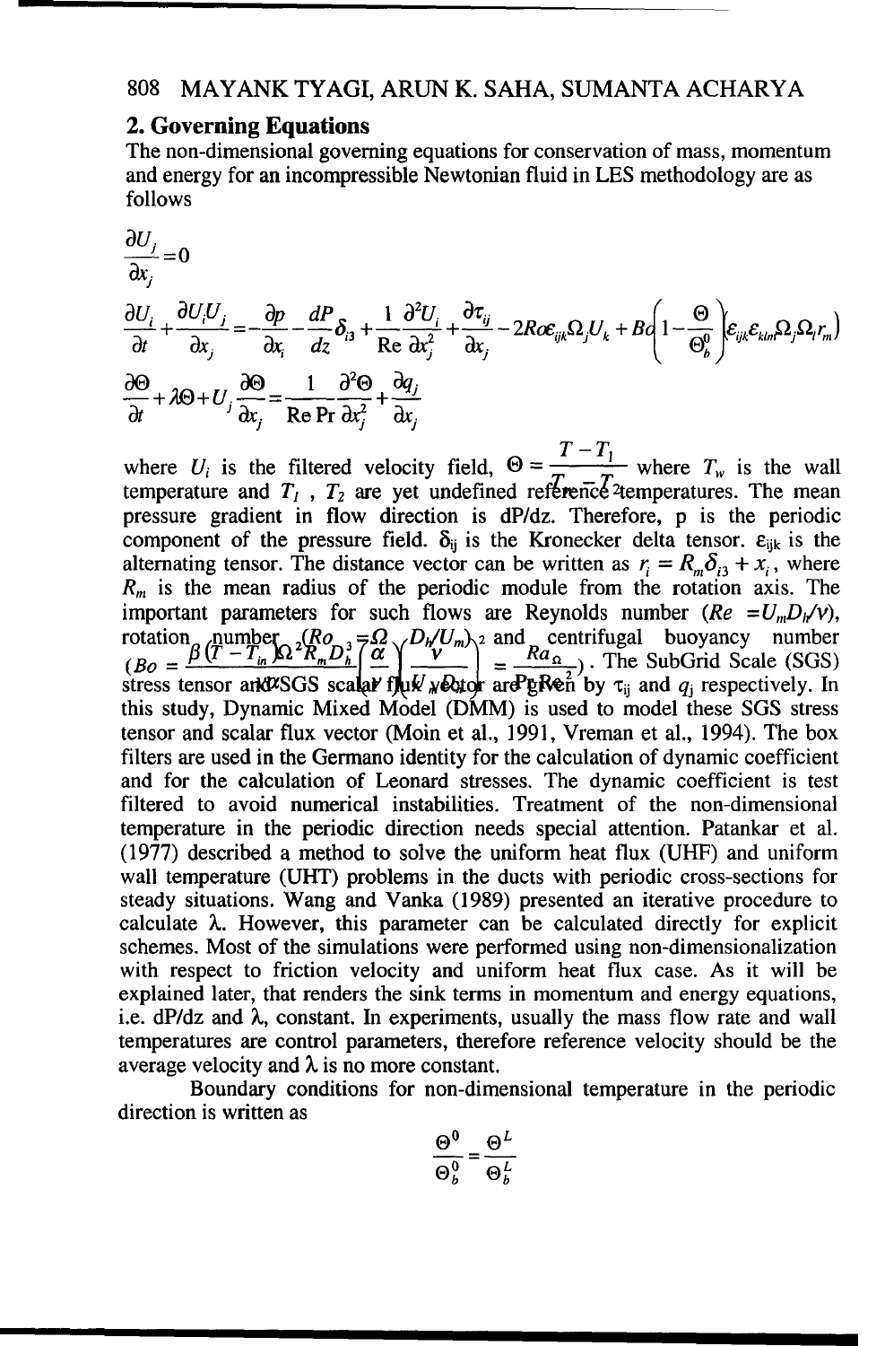## 2. Governing Equations

The non-dimensional governing equations for conservation of mass, momentum and energy for an incompressible Newtonian fluid in LES methodology are as follows

$$\frac{\partial U_j}{\partial x_j} = 0$$

$$\frac{\partial U_i}{\partial t} + \frac{\partial U_i U_j}{\partial x_j} = -\frac{\partial p}{\partial x_i} - \frac{dP}{dz}\delta_{i3} + \frac{1}{Re}\frac{\partial^2 U_i}{\partial x_j^2} + \frac{\partial \tau_{ij}}{\partial x_j} - 2Ro\varepsilon_{ijk}\Omega_j U_k + Bo\left(1 - \frac{\Theta}{\Theta_b^0}\right)\left(\varepsilon_{ijk}\varepsilon_{klm}\Omega_j \Omega_l r_m\right)$$

$$\frac{\partial \Theta}{\partial t} + \lambda\Theta + U_j \frac{\partial \Theta}{\partial x_j} = \frac{1}{Re\,Pr}\frac{\partial^2 \Theta}{\partial x_j^2} + \frac{\partial q_j}{\partial x_j}$$

where $U_i$ is the filtered velocity field, $\Theta = \frac{T - T_1}{T_w - T_2}$ where $T_w$ is the wall temperature and $T_1$ , $T_2$ are yet undefined reference temperatures. The mean pressure gradient in flow direction is dP/dz. Therefore, p is the periodic component of the pressure field. $\delta_{ij}$ is the Kronecker delta tensor. $\varepsilon_{ijk}$ is the alternating tensor. The distance vector can be written as $r_i = R_m \delta_{i3} + x_i$, where $R_m$ is the mean radius of the periodic module from the rotation axis. The important parameters for such flows are Reynolds number ($Re = U_m D_h / \nu$), rotation number ($Ro = \Omega\, D_h / U_m$) and centrifugal buoyancy number ($Bo = \frac{\beta (T - T_{in}) \Omega^2 R_m D_h^3}{\nu^2}\left(\frac{\alpha}{\nu}\right)\left(\frac{\nu}{\alpha}\right) = \frac{Ra_\Omega}{Pr\, Re^2}$). The SubGrid Scale (SGS) stress tensor and SGS scalar flux vector are given by $\tau_{ij}$ and $q_j$ respectively. In this study, Dynamic Mixed Model (DMM) is used to model these SGS stress tensor and scalar flux vector (Moin et al., 1991, Vreman et al., 1994). The box filters are used in the Germano identity for the calculation of dynamic coefficient and for the calculation of Leonard stresses. The dynamic coefficient is test filtered to avoid numerical instabilities. Treatment of the non-dimensional temperature in the periodic direction needs special attention. Patankar et al. (1977) described a method to solve the uniform heat flux (UHF) and uniform wall temperature (UHT) problems in the ducts with periodic cross-sections for steady situations. Wang and Vanka (1989) presented an iterative procedure to calculate $\lambda$. However, this parameter can be calculated directly for explicit schemes. Most of the simulations were performed using non-dimensionalization with respect to friction velocity and uniform heat flux case. As it will be explained later, that renders the sink terms in momentum and energy equations, i.e. dP/dz and $\lambda$, constant. In experiments, usually the mass flow rate and wall temperatures are control parameters, therefore reference velocity should be the average velocity and $\lambda$ is no more constant.

Boundary conditions for non-dimensional temperature in the periodic direction is written as

$$\frac{\Theta^0}{\Theta_b^0} = \frac{\Theta^L}{\Theta_b^L}$$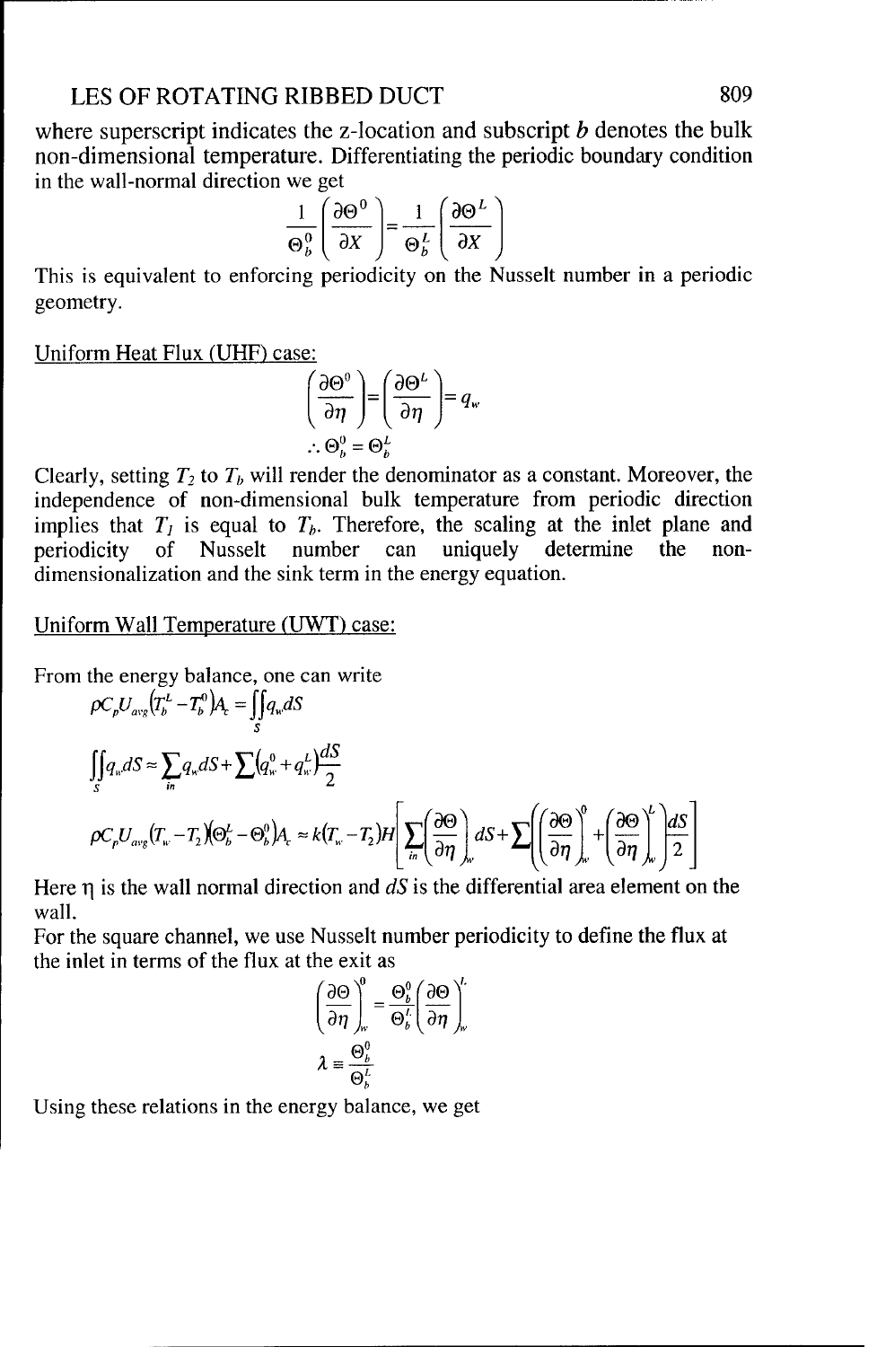where superscript indicates the z-location and subscript $b$ denotes the bulk non-dimensional temperature. Differentiating the periodic boundary condition in the wall-normal direction we get

$$\frac{1}{\Theta_b^0}\left(\frac{\partial \Theta^0}{\partial X}\right) = \frac{1}{\Theta_b^L}\left(\frac{\partial \Theta^L}{\partial X}\right)$$

This is equivalent to enforcing periodicity on the Nusselt number in a periodic geometry.

Uniform Heat Flux (UHF) case:

$$\left(\frac{\partial \Theta^0}{\partial \eta}\right) = \left(\frac{\partial \Theta^L}{\partial \eta}\right) = q_w$$

$$\therefore \Theta_b^0 = \Theta_b^L$$

Clearly, setting $T_2$ to $T_b$ will render the denominator as a constant. Moreover, the independence of non-dimensional bulk temperature from periodic direction implies that $T_1$ is equal to $T_b$. Therefore, the scaling at the inlet plane and periodicity of Nusselt number can uniquely determine the non-dimensionalization and the sink term in the energy equation.

Uniform Wall Temperature (UWT) case:

From the energy balance, one can write

$$\rho C_p U_{avg}\left(T_b^L - T_b^0\right)A_c = \iint_S q_w dS$$

$$\iint_S q_w dS \approx \sum_{in} q_w dS + \sum \left(q_w^0 + q_w^L\right)\frac{dS}{2}$$

$$\rho C_p U_{avg}\left(T_w - T_2\right)\left(\Theta_b^L - \Theta_b^0\right)A_c \approx k\left(T_w - T_2\right)H\left[\sum_{in}\left(\frac{\partial \Theta}{\partial \eta}\right)_w dS + \sum\left(\left(\frac{\partial \Theta}{\partial \eta}\right)_w^0 + \left(\frac{\partial \Theta}{\partial \eta}\right)_w^L\right)\frac{dS}{2}\right]$$

Here $\eta$ is the wall normal direction and $dS$ is the differential area element on the wall.

For the square channel, we use Nusselt number periodicity to define the flux at the inlet in terms of the flux at the exit as

$$\left(\frac{\partial \Theta}{\partial \eta}\right)_w^0 = \frac{\Theta_b^0}{\Theta_b^L}\left(\frac{\partial \Theta}{\partial \eta}\right)_w^L$$

$$\lambda \equiv \frac{\Theta_b^0}{\Theta_b^L}$$

Using these relations in the energy balance, we get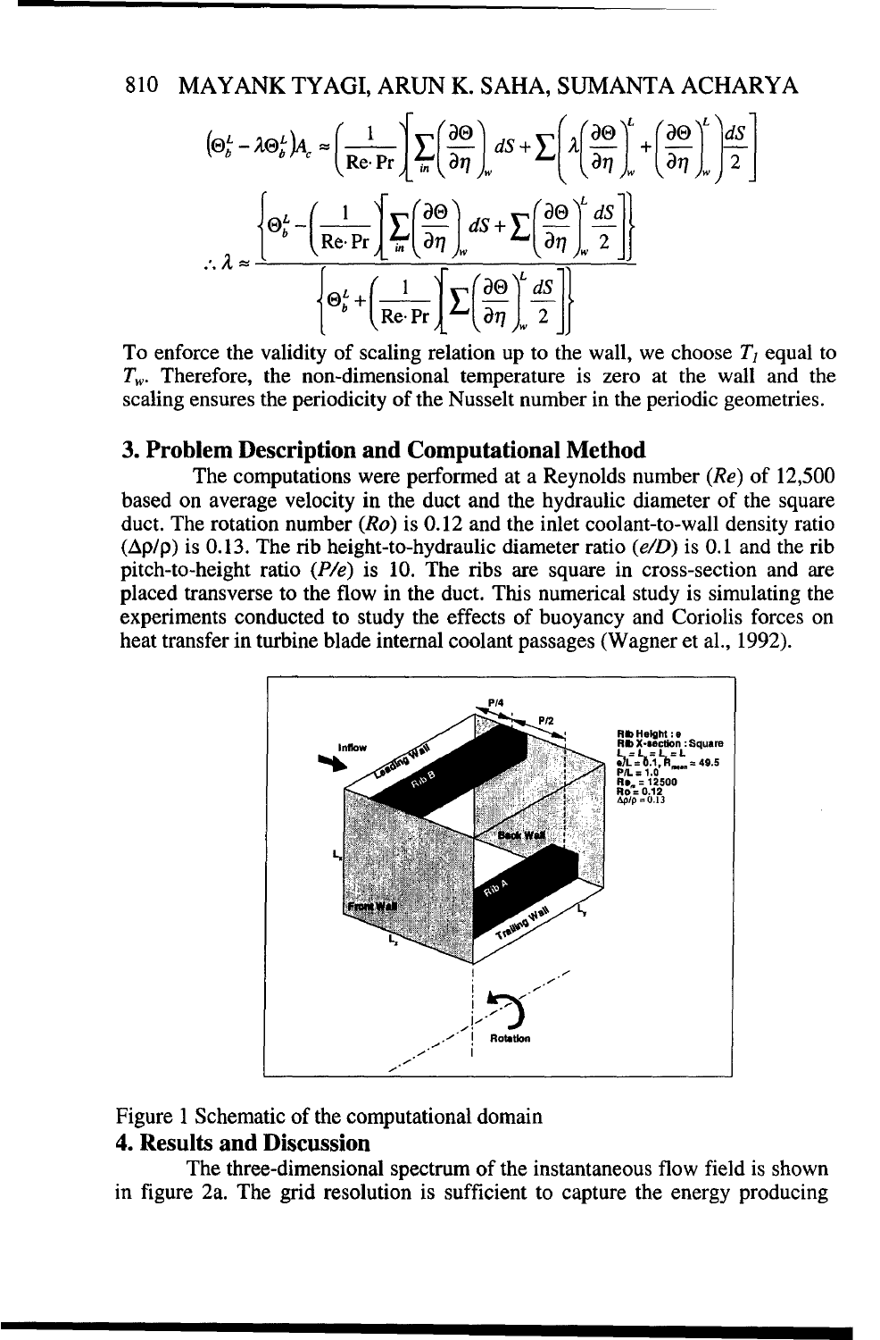$$\left(\Theta_b^L - \lambda\Theta_b^L\right)A_c \approx \left(\frac{1}{\mathrm{Re}\cdot \mathrm{Pr}}\right)\left[\sum_{in}\left(\frac{\partial\Theta}{\partial\eta}\right)_w dS + \sum\left(\lambda\left(\frac{\partial\Theta}{\partial\eta}\right)_w^L + \left(\frac{\partial\Theta}{\partial\eta}\right)_w^L\right)\frac{dS}{2}\right]$$

$$\therefore \lambda \approx \frac{\left\{\Theta_b^L - \left(\frac{1}{\mathrm{Re}\cdot \mathrm{Pr}}\right)\left[\sum_{in}\left(\frac{\partial\Theta}{\partial\eta}\right)_w dS + \sum\left(\frac{\partial\Theta}{\partial\eta}\right)_w^L \frac{dS}{2}\right]\right\}}{\left\{\Theta_b^L + \left(\frac{1}{\mathrm{Re}\cdot \mathrm{Pr}}\right)\left[\sum\left(\frac{\partial\Theta}{\partial\eta}\right)_w^L \frac{dS}{2}\right]\right\}}$$

To enforce the validity of scaling relation up to the wall, we choose $T_l$ equal to $T_w$. Therefore, the non-dimensional temperature is zero at the wall and the scaling ensures the periodicity of the Nusselt number in the periodic geometries.

## 3. Problem Description and Computational Method

The computations were performed at a Reynolds number (*Re*) of 12,500 based on average velocity in the duct and the hydraulic diameter of the square duct. The rotation number (*Ro*) is 0.12 and the inlet coolant-to-wall density ratio ($\Delta\rho/\rho$) is 0.13. The rib height-to-hydraulic diameter ratio (*e/D*) is 0.1 and the rib pitch-to-height ratio (*P/e*) is 10. The ribs are square in cross-section and are placed transverse to the flow in the duct. This numerical study is simulating the experiments conducted to study the effects of buoyancy and Coriolis forces on heat transfer in turbine blade internal coolant passages (Wagner et al., 1992).

Figure 1 Schematic of the computational domain

## 4. Results and Discussion

The three-dimensional spectrum of the instantaneous flow field is shown in figure 2a. The grid resolution is sufficient to capture the energy producing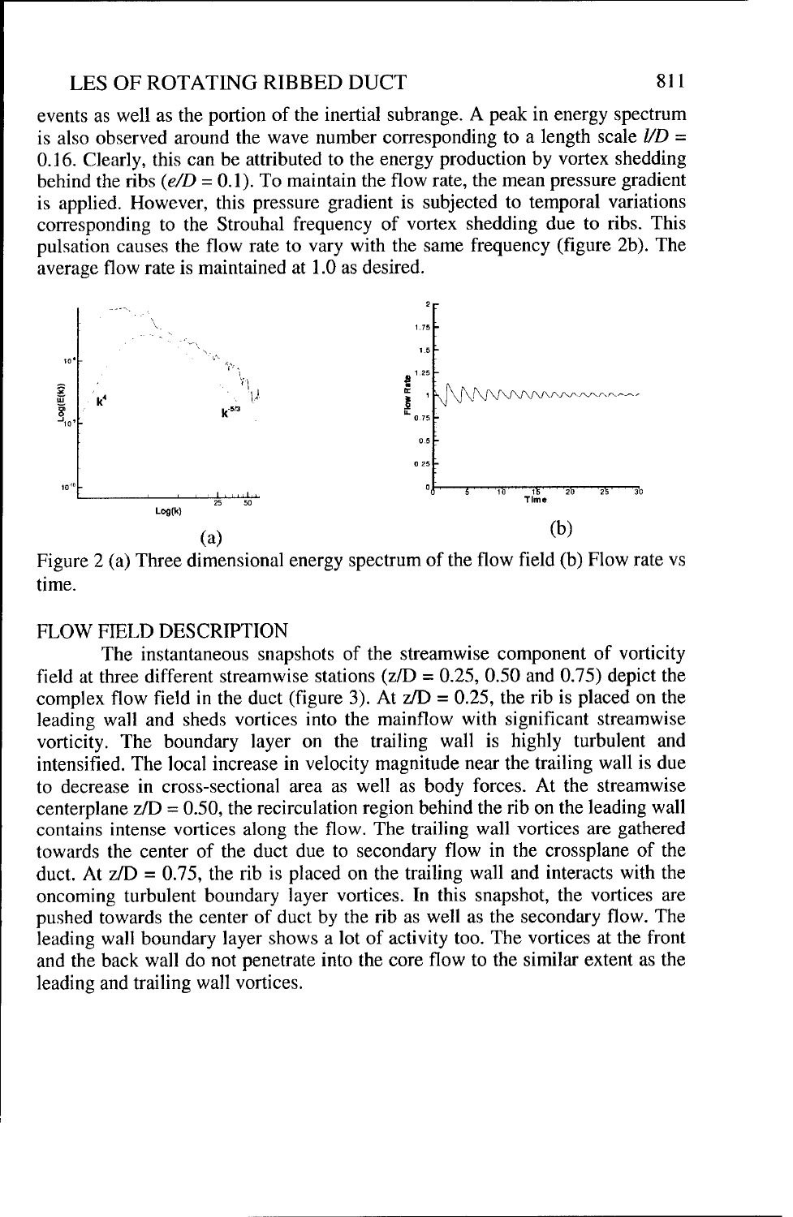events as well as the portion of the inertial subrange. A peak in energy spectrum is also observed around the wave number corresponding to a length scale $l/D = 0.16$. Clearly, this can be attributed to the energy production by vortex shedding behind the ribs ($e/D = 0.1$). To maintain the flow rate, the mean pressure gradient is applied. However, this pressure gradient is subjected to temporal variations corresponding to the Strouhal frequency of vortex shedding due to ribs. This pulsation causes the flow rate to vary with the same frequency (figure 2b). The average flow rate is maintained at 1.0 as desired.

Figure 2 (a) Three dimensional energy spectrum of the flow field (b) Flow rate vs time.

## FLOW FIELD DESCRIPTION

The instantaneous snapshots of the streamwise component of vorticity field at three different streamwise stations ($z/D = 0.25$, $0.50$ and $0.75$) depict the complex flow field in the duct (figure 3). At $z/D = 0.25$, the rib is placed on the leading wall and sheds vortices into the mainflow with significant streamwise vorticity. The boundary layer on the trailing wall is highly turbulent and intensified. The local increase in velocity magnitude near the trailing wall is due to decrease in cross-sectional area as well as body forces. At the streamwise centerplane $z/D = 0.50$, the recirculation region behind the rib on the leading wall contains intense vortices along the flow. The trailing wall vortices are gathered towards the center of the duct due to secondary flow in the crossplane of the duct. At $z/D = 0.75$, the rib is placed on the trailing wall and interacts with the oncoming turbulent boundary layer vortices. In this snapshot, the vortices are pushed towards the center of duct by the rib as well as the secondary flow. The leading wall boundary layer shows a lot of activity too. The vortices at the front and the back wall do not penetrate into the core flow to the similar extent as the leading and trailing wall vortices.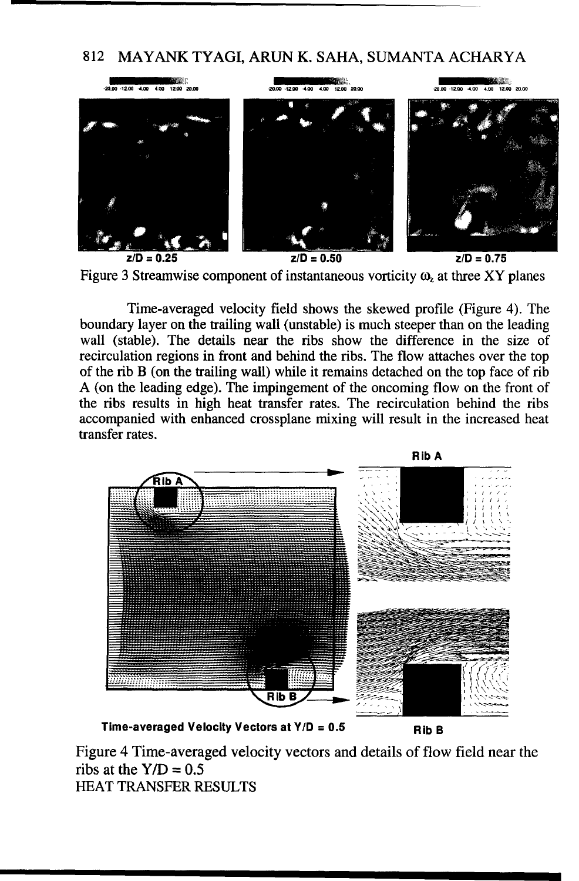Figure 3 Streamwise component of instantaneous vorticity $\omega_z$ at three XY planes

Time-averaged velocity field shows the skewed profile (Figure 4). The boundary layer on the trailing wall (unstable) is much steeper than on the leading wall (stable). The details near the ribs show the difference in the size of recirculation regions in front and behind the ribs. The flow attaches over the top of the rib B (on the trailing wall) while it remains detached on the top face of rib A (on the leading edge). The impingement of the oncoming flow on the front of the ribs results in high heat transfer rates. The recirculation behind the ribs accompanied with enhanced crossplane mixing will result in the increased heat transfer rates.

Figure 4 Time-averaged velocity vectors and details of flow field near the ribs at the Y/D = 0.5

## HEAT TRANSFER RESULTS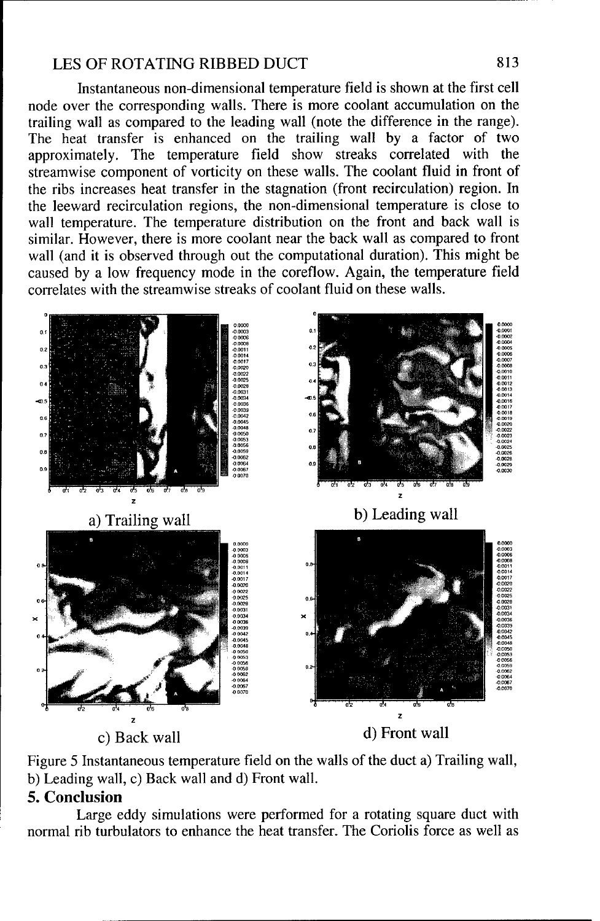Instantaneous non-dimensional temperature field is shown at the first cell node over the corresponding walls. There is more coolant accumulation on the trailing wall as compared to the leading wall (note the difference in the range). The heat transfer is enhanced on the trailing wall by a factor of two approximately. The temperature field show streaks correlated with the streamwise component of vorticity on these walls. The coolant fluid in front of the ribs increases heat transfer in the stagnation (front recirculation) region. In the leeward recirculation regions, the non-dimensional temperature is close to wall temperature. The temperature distribution on the front and back wall is similar. However, there is more coolant near the back wall as compared to front wall (and it is observed through out the computational duration). This might be caused by a low frequency mode in the coreflow. Again, the temperature field correlates with the streamwise streaks of coolant fluid on these walls.

a) Trailing wall

b) Leading wall

c) Back wall

d) Front wall

Figure 5 Instantaneous temperature field on the walls of the duct a) Trailing wall, b) Leading wall, c) Back wall and d) Front wall.

## 5. Conclusion

Large eddy simulations were performed for a rotating square duct with normal rib turbulators to enhance the heat transfer. The Coriolis force as well as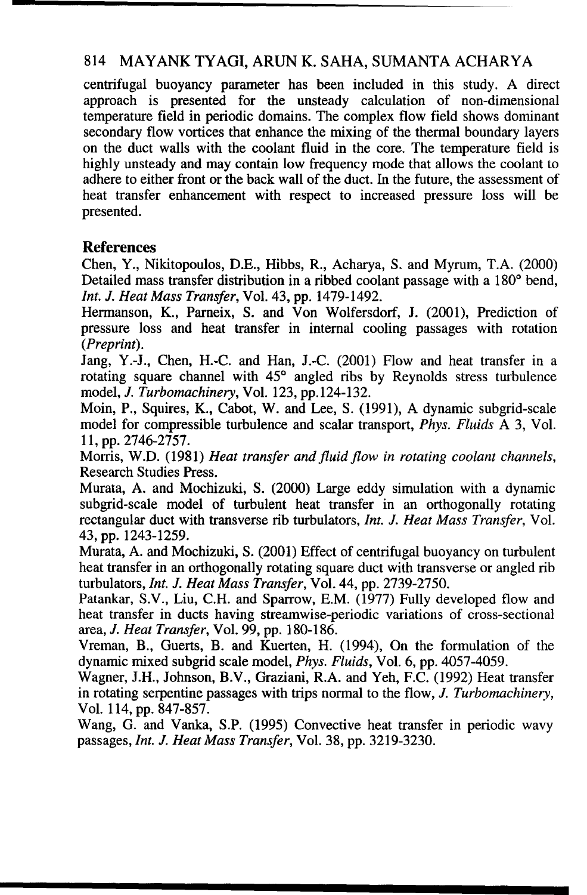centrifugal buoyancy parameter has been included in this study. A direct approach is presented for the unsteady calculation of non-dimensional temperature field in periodic domains. The complex flow field shows dominant secondary flow vortices that enhance the mixing of the thermal boundary layers on the duct walls with the coolant fluid in the core. The temperature field is highly unsteady and may contain low frequency mode that allows the coolant to adhere to either front or the back wall of the duct. In the future, the assessment of heat transfer enhancement with respect to increased pressure loss will be presented.

## References

Chen, Y., Nikitopoulos, D.E., Hibbs, R., Acharya, S. and Myrum, T.A. (2000) Detailed mass transfer distribution in a ribbed coolant passage with a 180° bend, *Int. J. Heat Mass Transfer*, Vol. 43, pp. 1479-1492.

Hermanson, K., Parneix, S. and Von Wolfersdorf, J. (2001), Prediction of pressure loss and heat transfer in internal cooling passages with rotation (*Preprint*).

Jang, Y.-J., Chen, H.-C. and Han, J.-C. (2001) Flow and heat transfer in a rotating square channel with 45° angled ribs by Reynolds stress turbulence model, *J. Turbomachinery*, Vol. 123, pp.124-132.

Moin, P., Squires, K., Cabot, W. and Lee, S. (1991), A dynamic subgrid-scale model for compressible turbulence and scalar transport, *Phys. Fluids* A 3, Vol. 11, pp. 2746-2757.

Morris, W.D. (1981) *Heat transfer and fluid flow in rotating coolant channels*, Research Studies Press.

Murata, A. and Mochizuki, S. (2000) Large eddy simulation with a dynamic subgrid-scale model of turbulent heat transfer in an orthogonally rotating rectangular duct with transverse rib turbulators, *Int. J. Heat Mass Transfer*, Vol. 43, pp. 1243-1259.

Murata, A. and Mochizuki, S. (2001) Effect of centrifugal buoyancy on turbulent heat transfer in an orthogonally rotating square duct with transverse or angled rib turbulators, *Int. J. Heat Mass Transfer*, Vol. 44, pp. 2739-2750.

Patankar, S.V., Liu, C.H. and Sparrow, E.M. (1977) Fully developed flow and heat transfer in ducts having streamwise-periodic variations of cross-sectional area, *J. Heat Transfer*, Vol. 99, pp. 180-186.

Vreman, B., Guerts, B. and Kuerten, H. (1994), On the formulation of the dynamic mixed subgrid scale model, *Phys. Fluids*, Vol. 6, pp. 4057-4059.

Wagner, J.H., Johnson, B.V., Graziani, R.A. and Yeh, F.C. (1992) Heat transfer in rotating serpentine passages with trips normal to the flow, *J. Turbomachinery*, Vol. 114, pp. 847-857.

Wang, G. and Vanka, S.P. (1995) Convective heat transfer in periodic wavy passages, *Int. J. Heat Mass Transfer*, Vol. 38, pp. 3219-3230.